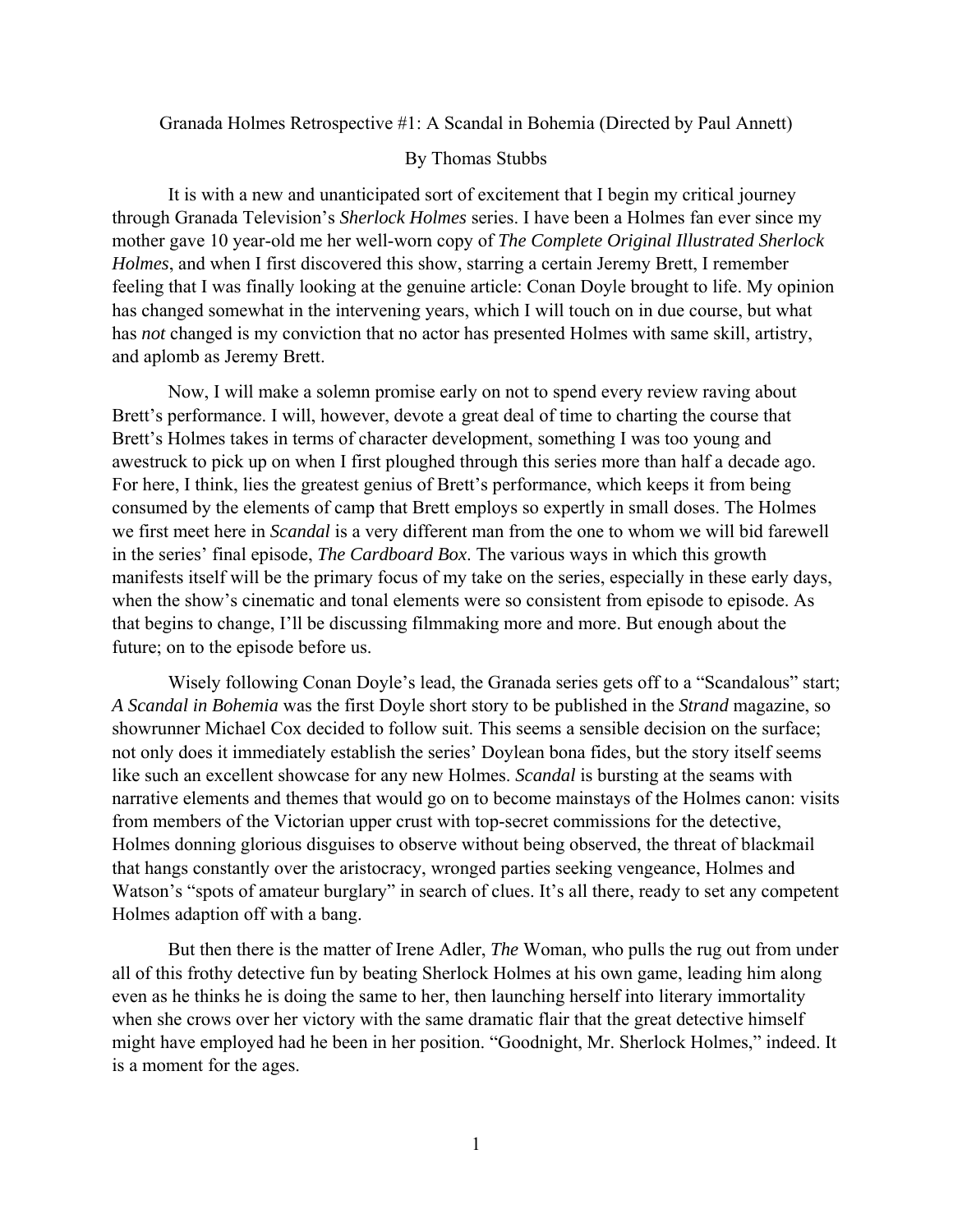# Granada Holmes Retrospective #1: A Scandal in Bohemia (Directed by Paul Annett)

By Thomas Stubbs

It is with a new and unanticipated sort of excitement that I begin my critical journey through Granada Television's *Sherlock Holmes* series. I have been a Holmes fan ever since my mother gave 10 year-old me her well-worn copy of *The Complete Original Illustrated Sherlock Holmes*, and when I first discovered this show, starring a certain Jeremy Brett, I remember feeling that I was finally looking at the genuine article: Conan Doyle brought to life. My opinion has changed somewhat in the intervening years, which I will touch on in due course, but what has *not* changed is my conviction that no actor has presented Holmes with same skill, artistry, and aplomb as Jeremy Brett.

Now, I will make a solemn promise early on not to spend every review raving about Brett's performance. I will, however, devote a great deal of time to charting the course that Brett's Holmes takes in terms of character development, something I was too young and awestruck to pick up on when I first ploughed through this series more than half a decade ago. For here, I think, lies the greatest genius of Brett's performance, which keeps it from being consumed by the elements of camp that Brett employs so expertly in small doses. The Holmes we first meet here in *Scandal* is a very different man from the one to whom we will bid farewell in the series' final episode, *The Cardboard Box*. The various ways in which this growth manifests itself will be the primary focus of my take on the series, especially in these early days, when the show's cinematic and tonal elements were so consistent from episode to episode. As that begins to change, I'll be discussing filmmaking more and more. But enough about the future; on to the episode before us.

Wisely following Conan Doyle's lead, the Granada series gets off to a "Scandalous" start; *A Scandal in Bohemia* was the first Doyle short story to be published in the *Strand* magazine, so showrunner Michael Cox decided to follow suit. This seems a sensible decision on the surface; not only does it immediately establish the series' Doylean bona fides, but the story itself seems like such an excellent showcase for any new Holmes. *Scandal* is bursting at the seams with narrative elements and themes that would go on to become mainstays of the Holmes canon: visits from members of the Victorian upper crust with top-secret commissions for the detective, Holmes donning glorious disguises to observe without being observed, the threat of blackmail that hangs constantly over the aristocracy, wronged parties seeking vengeance, Holmes and Watson's "spots of amateur burglary" in search of clues. It's all there, ready to set any competent Holmes adaption off with a bang.

But then there is the matter of Irene Adler, *The* Woman, who pulls the rug out from under all of this frothy detective fun by beating Sherlock Holmes at his own game, leading him along even as he thinks he is doing the same to her, then launching herself into literary immortality when she crows over her victory with the same dramatic flair that the great detective himself might have employed had he been in her position. "Goodnight, Mr. Sherlock Holmes," indeed. It is a moment for the ages.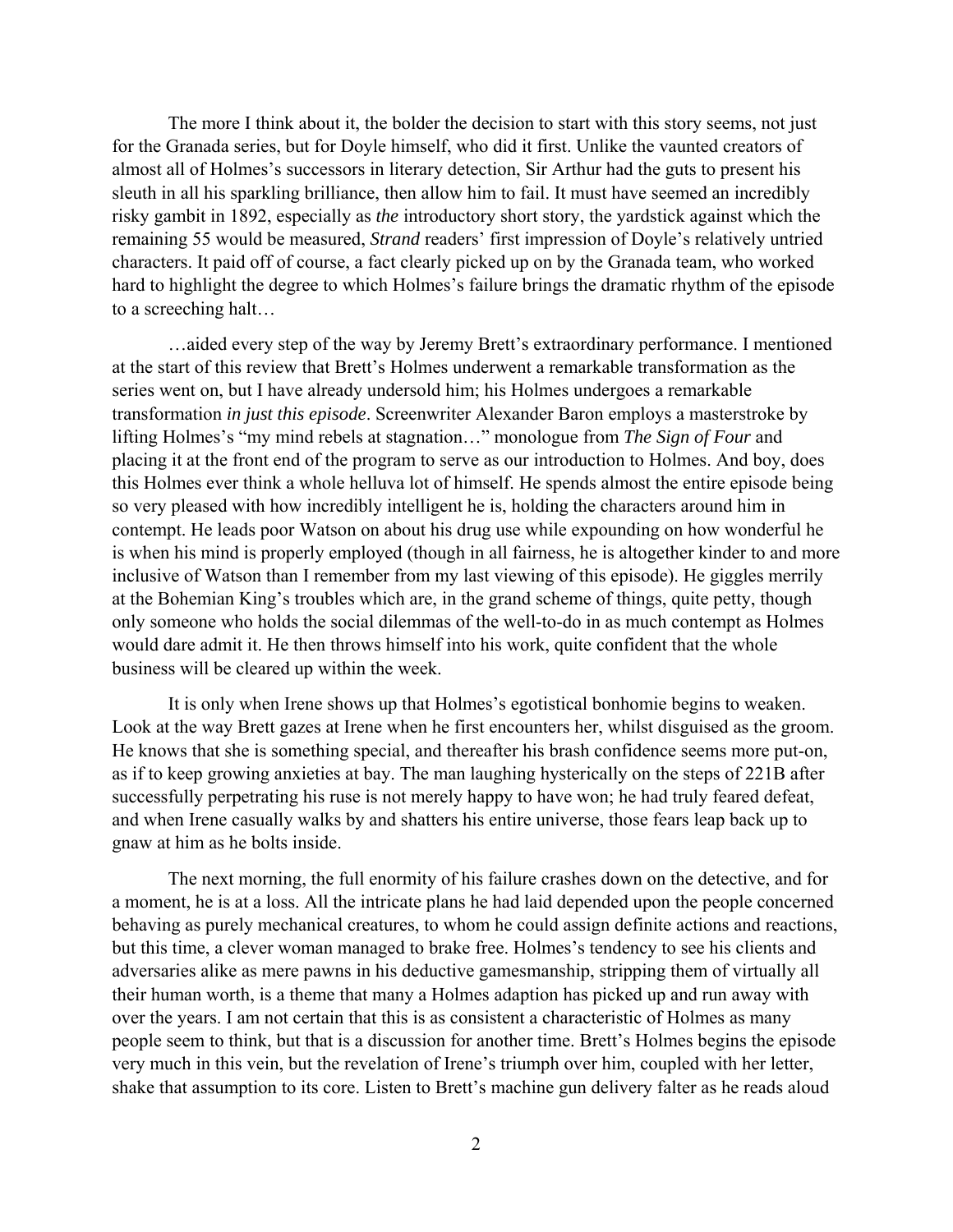The more I think about it, the bolder the decision to start with this story seems, not just for the Granada series, but for Doyle himself, who did it first. Unlike the vaunted creators of almost all of Holmes's successors in literary detection, Sir Arthur had the guts to present his sleuth in all his sparkling brilliance, then allow him to fail. It must have seemed an incredibly risky gambit in 1892, especially as *the* introductory short story, the yardstick against which the remaining 55 would be measured, *Strand* readers' first impression of Doyle's relatively untried characters. It paid off of course, a fact clearly picked up on by the Granada team, who worked hard to highlight the degree to which Holmes's failure brings the dramatic rhythm of the episode to a screeching halt…

…aided every step of the way by Jeremy Brett's extraordinary performance. I mentioned at the start of this review that Brett's Holmes underwent a remarkable transformation as the series went on, but I have already undersold him; his Holmes undergoes a remarkable transformation *in just this episode*. Screenwriter Alexander Baron employs a masterstroke by lifting Holmes's "my mind rebels at stagnation…" monologue from *The Sign of Four* and placing it at the front end of the program to serve as our introduction to Holmes. And boy, does this Holmes ever think a whole helluva lot of himself. He spends almost the entire episode being so very pleased with how incredibly intelligent he is, holding the characters around him in contempt. He leads poor Watson on about his drug use while expounding on how wonderful he is when his mind is properly employed (though in all fairness, he is altogether kinder to and more inclusive of Watson than I remember from my last viewing of this episode). He giggles merrily at the Bohemian King's troubles which are, in the grand scheme of things, quite petty, though only someone who holds the social dilemmas of the well-to-do in as much contempt as Holmes would dare admit it. He then throws himself into his work, quite confident that the whole business will be cleared up within the week.

It is only when Irene shows up that Holmes's egotistical bonhomie begins to weaken. Look at the way Brett gazes at Irene when he first encounters her, whilst disguised as the groom. He knows that she is something special, and thereafter his brash confidence seems more put-on, as if to keep growing anxieties at bay. The man laughing hysterically on the steps of 221B after successfully perpetrating his ruse is not merely happy to have won; he had truly feared defeat, and when Irene casually walks by and shatters his entire universe, those fears leap back up to gnaw at him as he bolts inside.

The next morning, the full enormity of his failure crashes down on the detective, and for a moment, he is at a loss. All the intricate plans he had laid depended upon the people concerned behaving as purely mechanical creatures, to whom he could assign definite actions and reactions, but this time, a clever woman managed to brake free. Holmes's tendency to see his clients and adversaries alike as mere pawns in his deductive gamesmanship, stripping them of virtually all their human worth, is a theme that many a Holmes adaption has picked up and run away with over the years. I am not certain that this is as consistent a characteristic of Holmes as many people seem to think, but that is a discussion for another time. Brett's Holmes begins the episode very much in this vein, but the revelation of Irene's triumph over him, coupled with her letter, shake that assumption to its core. Listen to Brett's machine gun delivery falter as he reads aloud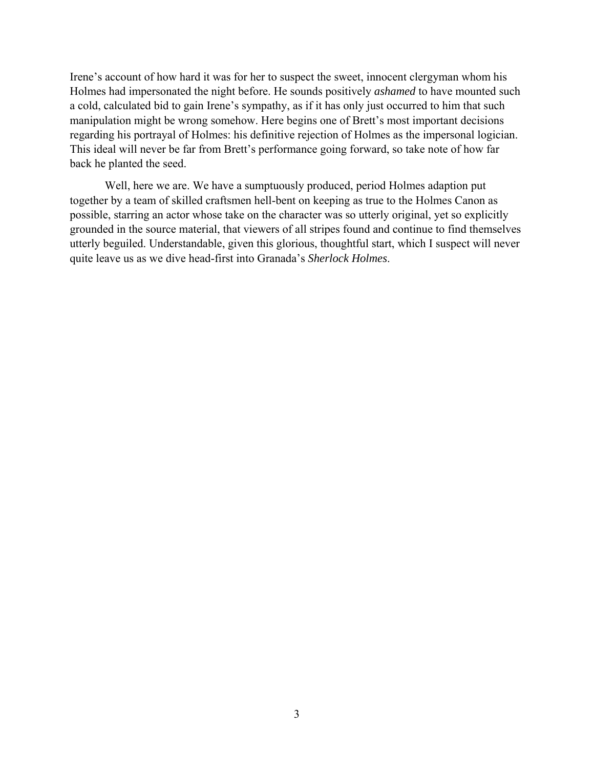Irene's account of how hard it was for her to suspect the sweet, innocent clergyman whom his Holmes had impersonated the night before. He sounds positively *ashamed* to have mounted such a cold, calculated bid to gain Irene's sympathy, as if it has only just occurred to him that such manipulation might be wrong somehow. Here begins one of Brett's most important decisions regarding his portrayal of Holmes: his definitive rejection of Holmes as the impersonal logician. This ideal will never be far from Brett's performance going forward, so take note of how far back he planted the seed.

Well, here we are. We have a sumptuously produced, period Holmes adaption put together by a team of skilled craftsmen hell-bent on keeping as true to the Holmes Canon as possible, starring an actor whose take on the character was so utterly original, yet so explicitly grounded in the source material, that viewers of all stripes found and continue to find themselves utterly beguiled. Understandable, given this glorious, thoughtful start, which I suspect will never quite leave us as we dive head-first into Granada's *Sherlock Holmes*.